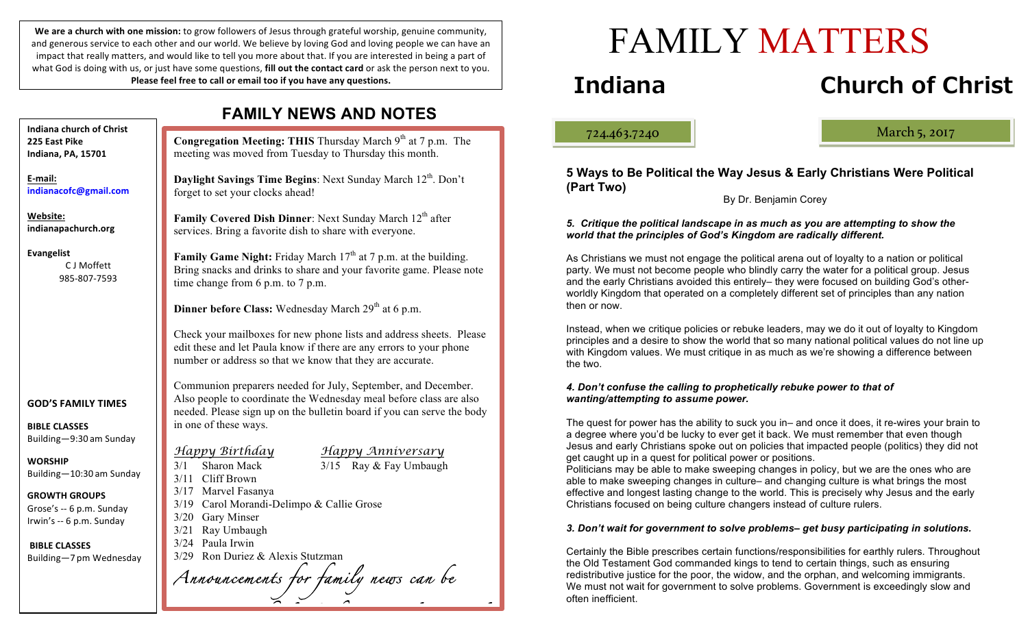**We are a church with one mission:** to grow followers of Jesus through grateful worship, genuine community, and generous service to each other and our world. We believe by loving God and loving people we can have an impact that really matters, and would like to tell you more about that. If you are interested in being a part of what God is doing with us, or just have some questions, **fill out the contact card** or ask the person next to you. **Please feel free to call or email too if you have any questions.**

**Indiana church of Christ**
**225 East Pike**
**Indiana, PA, 15701**

**E-mail:**
**indianacofc@gmail.com**

**Website:**
**indianapachurch.org**

**Evangelist**
C J Moffett
985-807-7593

**GOD'S FAMILY TIMES**

**BIBLE CLASSES**
Building—9:30 am Sunday

**WORSHIP**
Building—10:30 am Sunday

**GROWTH GROUPS**
Grose's -- 6 p.m. Sunday
Irwin's -- 6 p.m. Sunday

**BIBLE CLASSES**
Building—7 pm Wednesday

## FAMILY NEWS AND NOTES

**Congregation Meeting: THIS** Thursday March 9th at 7 p.m. The meeting was moved from Tuesday to Thursday this month.

**Daylight Savings Time Begins**: Next Sunday March 12th. Don't forget to set your clocks ahead!

**Family Covered Dish Dinner**: Next Sunday March 12th after services. Bring a favorite dish to share with everyone.

**Family Game Night:** Friday March 17th at 7 p.m. at the building. Bring snacks and drinks to share and your favorite game. Please note time change from 6 p.m. to 7 p.m.

**Dinner before Class:** Wednesday March 29th at 6 p.m.

Check your mailboxes for new phone lists and address sheets. Please edit these and let Paula know if there are any errors to your phone number or address so that we know that they are accurate.

Communion preparers needed for July, September, and December. Also people to coordinate the Wednesday meal before class are also needed. Please sign up on the bulletin board if you can serve the body in one of these ways.

*Happy Birthday*

3/1 Sharon Mack
3/11 Cliff Brown
3/17 Marvel Fasanya
3/19 Carol Morandi-Delimpo & Callie Grose
3/20 Gary Minser
3/21 Ray Umbaugh
3/24 Paula Irwin
3/29 Ron Duriez & Alexis Stutzman

*Happy Anniversary*

3/15 Ray & Fay Umbaugh

*Announcements for family news can be*

# FAMILY MATTERS

# Indiana Church of Christ

724.463.7240

March 5, 2017

### 5 Ways to Be Political the Way Jesus & Early Christians Were Political (Part Two)

By Dr. Benjamin Corey

***5. Critique the political landscape in as much as you are attempting to show the world that the principles of God's Kingdom are radically different.***

As Christians we must not engage the political arena out of loyalty to a nation or political party. We must not become people who blindly carry the water for a political group. Jesus and the early Christians avoided this entirely– they were focused on building God's other-worldly Kingdom that operated on a completely different set of principles than any nation then or now.

Instead, when we critique policies or rebuke leaders, may we do it out of loyalty to Kingdom principles and a desire to show the world that so many national political values do not line up with Kingdom values. We must critique in as much as we're showing a difference between the two.

***4. Don't confuse the calling to prophetically rebuke power to that of wanting/attempting to assume power.***

The quest for power has the ability to suck you in– and once it does, it re-wires your brain to a degree where you'd be lucky to ever get it back. We must remember that even though Jesus and early Christians spoke out on policies that impacted people (politics) they did not get caught up in a quest for political power or positions.
Politicians may be able to make sweeping changes in policy, but we are the ones who are able to make sweeping changes in culture– and changing culture is what brings the most effective and longest lasting change to the world. This is precisely why Jesus and the early Christians focused on being culture changers instead of culture rulers.

***3. Don't wait for government to solve problems– get busy participating in solutions.***

Certainly the Bible prescribes certain functions/responsibilities for earthly rulers. Throughout the Old Testament God commanded kings to tend to certain things, such as ensuring redistributive justice for the poor, the widow, and the orphan, and welcoming immigrants. We must not wait for government to solve problems. Government is exceedingly slow and often inefficient.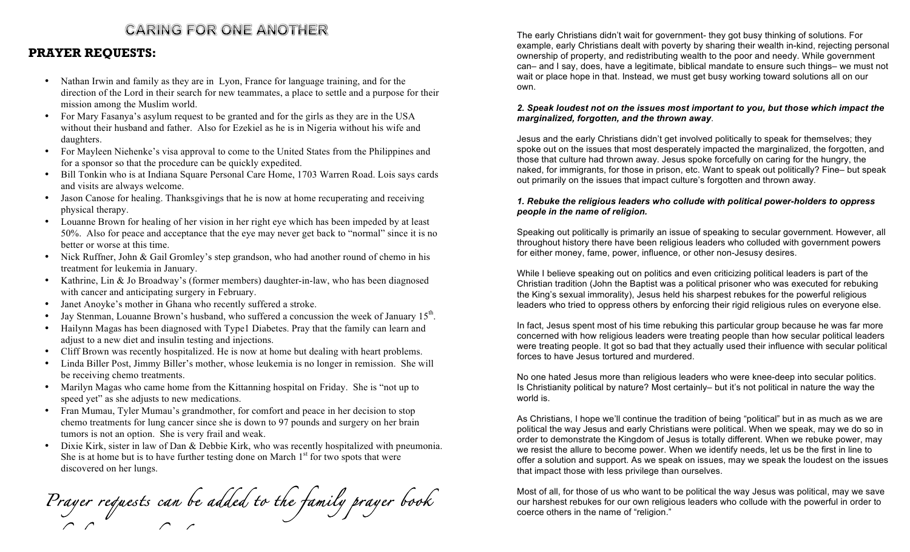# CARING FOR ONE ANOTHER

## PRAYER REQUESTS:

- Nathan Irwin and family as they are in Lyon, France for language training, and for the direction of the Lord in their search for new teammates, a place to settle and a purpose for their mission among the Muslim world.
- For Mary Fasanya's asylum request to be granted and for the girls as they are in the USA without their husband and father. Also for Ezekiel as he is in Nigeria without his wife and daughters.
- For Mayleen Niehenke's visa approval to come to the United States from the Philippines and for a sponsor so that the procedure can be quickly expedited.
- Bill Tonkin who is at Indiana Square Personal Care Home, 1703 Warren Road. Lois says cards and visits are always welcome.
- Jason Canose for healing. Thanksgivings that he is now at home recuperating and receiving physical therapy.
- Louanne Brown for healing of her vision in her right eye which has been impeded by at least 50%. Also for peace and acceptance that the eye may never get back to "normal" since it is no better or worse at this time.
- Nick Ruffner, John & Gail Gromley's step grandson, who had another round of chemo in his treatment for leukemia in January.
- Kathrine, Lin & Jo Broadway's (former members) daughter-in-law, who has been diagnosed with cancer and anticipating surgery in February.
- Janet Anoyke's mother in Ghana who recently suffered a stroke.
- Jay Stenman, Louanne Brown's husband, who suffered a concussion the week of January 15th.
- Hailynn Magas has been diagnosed with Type1 Diabetes. Pray that the family can learn and adjust to a new diet and insulin testing and injections.
- Cliff Brown was recently hospitalized. He is now at home but dealing with heart problems.
- Linda Biller Post, Jimmy Biller's mother, whose leukemia is no longer in remission. She will be receiving chemo treatments.
- Marilyn Magas who came home from the Kittanning hospital on Friday. She is "not up to speed yet" as she adjusts to new medications.
- Fran Mumau, Tyler Mumau's grandmother, for comfort and peace in her decision to stop chemo treatments for lung cancer since she is down to 97 pounds and surgery on her brain tumors is not an option. She is very frail and weak.
- Dixie Kirk, sister in law of Dan & Debbie Kirk, who was recently hospitalized with pneumonia. She is at home but is to have further testing done on March 1st for two spots that were discovered on her lungs.

*Prayer requests can be added to the family prayer book*

The early Christians didn't wait for government- they got busy thinking of solutions. For example, early Christians dealt with poverty by sharing their wealth in-kind, rejecting personal ownership of property, and redistributing wealth to the poor and needy. While government can– and I say, does, have a legitimate, biblical mandate to ensure such things– we must not wait or place hope in that. Instead, we must get busy working toward solutions all on our own.

***2. Speak loudest not on the issues most important to you, but those which impact the marginalized, forgotten, and the thrown away*.**

Jesus and the early Christians didn't get involved politically to speak for themselves; they spoke out on the issues that most desperately impacted the marginalized, the forgotten, and those that culture had thrown away. Jesus spoke forcefully on caring for the hungry, the naked, for immigrants, for those in prison, etc. Want to speak out politically? Fine– but speak out primarily on the issues that impact culture's forgotten and thrown away.

***1. Rebuke the religious leaders who collude with political power-holders to oppress people in the name of religion.***

Speaking out politically is primarily an issue of speaking to secular government. However, all throughout history there have been religious leaders who colluded with government powers for either money, fame, power, influence, or other non-Jesusy desires.

While I believe speaking out on politics and even criticizing political leaders is part of the Christian tradition (John the Baptist was a political prisoner who was executed for rebuking the King's sexual immorality), Jesus held his sharpest rebukes for the powerful religious leaders who tried to oppress others by enforcing their rigid religious rules on everyone else.

In fact, Jesus spent most of his time rebuking this particular group because he was far more concerned with how religious leaders were treating people than how secular political leaders were treating people. It got so bad that they actually used their influence with secular political forces to have Jesus tortured and murdered.

No one hated Jesus more than religious leaders who were knee-deep into secular politics. Is Christianity political by nature? Most certainly– but it's not political in nature the way the world is.

As Christians, I hope we'll continue the tradition of being "political" but in as much as we are political the way Jesus and early Christians were political. When we speak, may we do so in order to demonstrate the Kingdom of Jesus is totally different. When we rebuke power, may we resist the allure to become power. When we identify needs, let us be the first in line to offer a solution and support. As we speak on issues, may we speak the loudest on the issues that impact those with less privilege than ourselves.

Most of all, for those of us who want to be political the way Jesus was political, may we save our harshest rebukes for our own religious leaders who collude with the powerful in order to coerce others in the name of "religion."